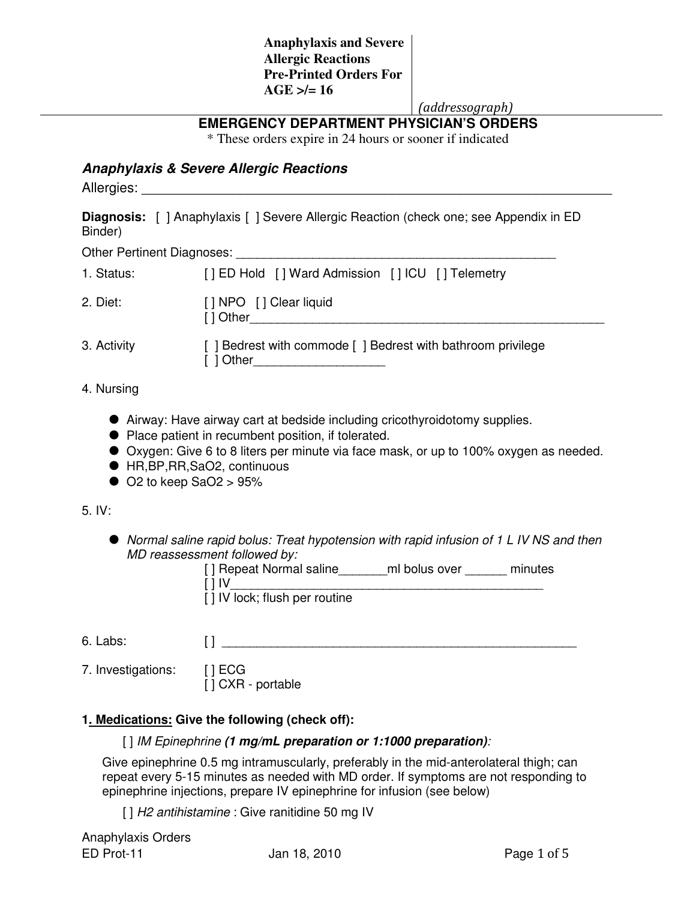**Anaphylaxis and Severe Allergic Reactions Pre-Printed Orders For AGE >/= 16**

*(addressograph)*

## EMERGENCY DEPARTMENT PHYSICIAN'S ORDERS

\* These orders expire in 24 hours or sooner if indicated

### *Anaphylaxis & Severe Allergic Reactions*

Allergies: ___________________________________________________________________

**Diagnosis:** [ ] Anaphylaxis [ ] Severe Allergic Reaction (check one; see Appendix in ED Binder)

Other Pertinent Diagnoses: ________________________________________________

1. Status: [ ] ED Hold [ ] Ward Admission [ ] ICU [ ] Telemetry

2. Diet: [ ] NPO [ ] Clear liquid
   [ ] Other_____________________________________________________

3. Activity [ ] Bedrest with commode [ ] Bedrest with bathroom privilege
   [ ] Other__________________

4. Nursing

- Airway: Have airway cart at bedside including cricothyroidotomy supplies.
- Place patient in recumbent position, if tolerated.
- Oxygen: Give 6 to 8 liters per minute via face mask, or up to 100% oxygen as needed.
- HR,BP,RR,SaO2, continuous
- O2 to keep SaO2 > 95%

5. IV:

- *Normal saline rapid bolus: Treat hypotension with rapid infusion of 1 L IV NS and then MD reassessment followed by:*
  - [ ] Repeat Normal saline_______ml bolus over ______ minutes
  - [ ] IV_____________________________________________
  - [ ] IV lock; flush per routine

6. Labs: [ ] ____________________________________________________

7. Investigations: [ ] ECG
   [ ] CXR - portable

**1. Medications: Give the following (check off):**

[ ] *IM Epinephrine* ***(1 mg/mL preparation or 1:1000 preparation)****:*

Give epinephrine 0.5 mg intramuscularly, preferably in the mid-anterolateral thigh; can repeat every 5-15 minutes as needed with MD order. If symptoms are not responding to epinephrine injections, prepare IV epinephrine for infusion (see below)

[ ] *H2 antihistamine* : Give ranitidine 50 mg IV

Anaphylaxis Orders
ED Prot-11 Jan 18, 2010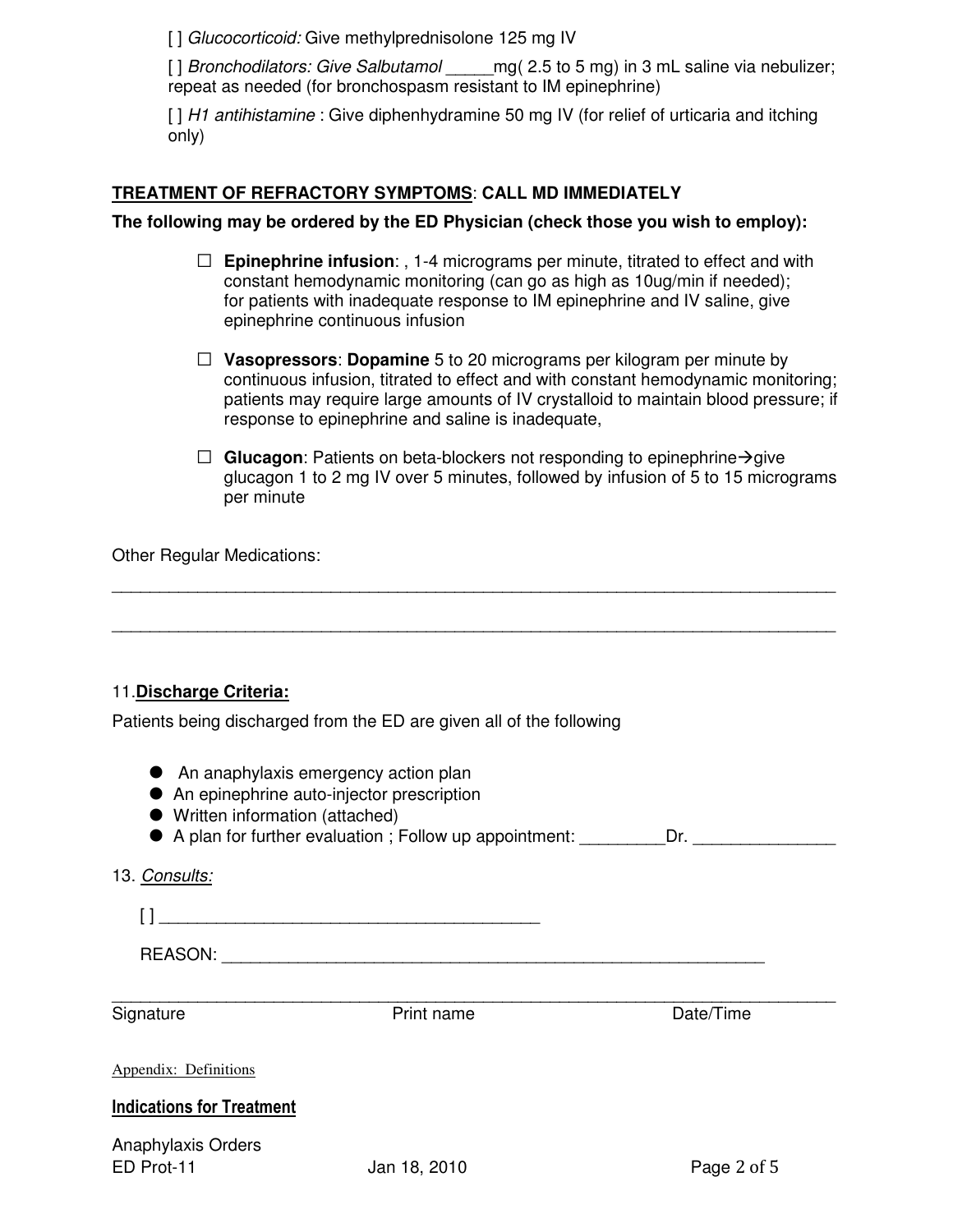[ ] *Glucocorticoid:* Give methylprednisolone 125 mg IV

[ ] *Bronchodilators: Give Salbutamol* _____mg( 2.5 to 5 mg) in 3 mL saline via nebulizer; repeat as needed (for bronchospasm resistant to IM epinephrine)

[ ] *H1 antihistamine* : Give diphenhydramine 50 mg IV (for relief of urticaria and itching only)

**<u>TREATMENT OF REFRACTORY SYMPTOMS</u>: CALL MD IMMEDIATELY**

**The following may be ordered by the ED Physician (check those you wish to employ):**

- ☐ **Epinephrine infusion**: , 1-4 micrograms per minute, titrated to effect and with constant hemodynamic monitoring (can go as high as 10ug/min if needed); for patients with inadequate response to IM epinephrine and IV saline, give epinephrine continuous infusion

- ☐ **Vasopressors**: **Dopamine** 5 to 20 micrograms per kilogram per minute by continuous infusion, titrated to effect and with constant hemodynamic monitoring; patients may require large amounts of IV crystalloid to maintain blood pressure; if response to epinephrine and saline is inadequate,

- ☐ **Glucagon**: Patients on beta-blockers not responding to epinephrine→give glucagon 1 to 2 mg IV over 5 minutes, followed by infusion of 5 to 15 micrograms per minute

Other Regular Medications:

_______________________________________________________________________________

_______________________________________________________________________________

11.**<u>Discharge Criteria:</u>**

Patients being discharged from the ED are given all of the following

- An anaphylaxis emergency action plan
- An epinephrine auto-injector prescription
- Written information (attached)
- A plan for further evaluation ; Follow up appointment: _________Dr. _______________

13. *<u>Consults:</u>*

[ ] _______________________________________

REASON: ___________________________________________________________

_______________________________________________________________________________

Signature Print name Date/Time

Appendix: Definitions

**<u>Indications for Treatment</u>**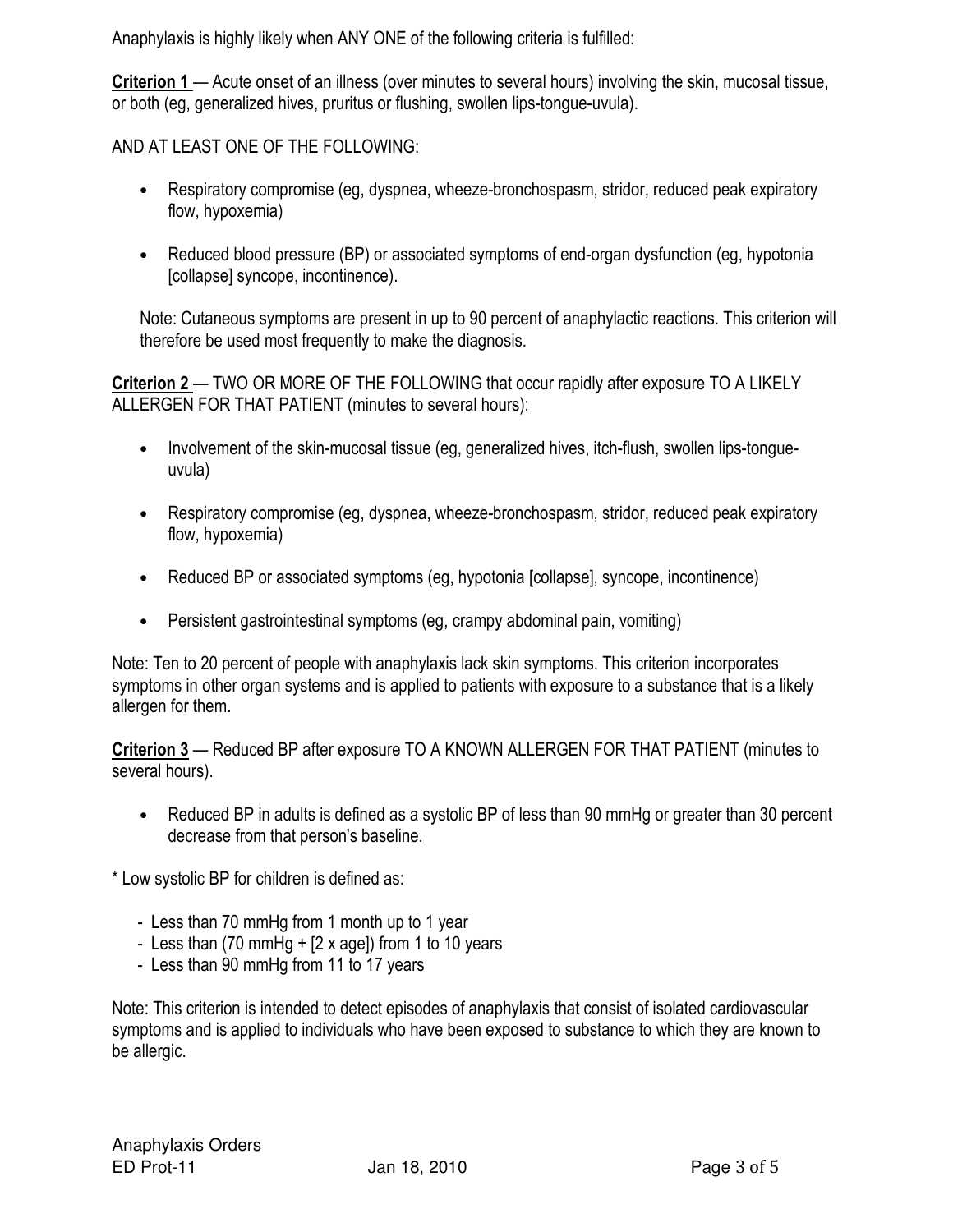Anaphylaxis is highly likely when ANY ONE of the following criteria is fulfilled:

**Criterion 1** — Acute onset of an illness (over minutes to several hours) involving the skin, mucosal tissue, or both (eg, generalized hives, pruritus or flushing, swollen lips-tongue-uvula).

AND AT LEAST ONE OF THE FOLLOWING:

- Respiratory compromise (eg, dyspnea, wheeze-bronchospasm, stridor, reduced peak expiratory flow, hypoxemia)
- Reduced blood pressure (BP) or associated symptoms of end-organ dysfunction (eg, hypotonia [collapse] syncope, incontinence).

Note: Cutaneous symptoms are present in up to 90 percent of anaphylactic reactions. This criterion will therefore be used most frequently to make the diagnosis.

**Criterion 2** — TWO OR MORE OF THE FOLLOWING that occur rapidly after exposure TO A LIKELY ALLERGEN FOR THAT PATIENT (minutes to several hours):

- Involvement of the skin-mucosal tissue (eg, generalized hives, itch-flush, swollen lips-tongue-uvula)
- Respiratory compromise (eg, dyspnea, wheeze-bronchospasm, stridor, reduced peak expiratory flow, hypoxemia)
- Reduced BP or associated symptoms (eg, hypotonia [collapse], syncope, incontinence)
- Persistent gastrointestinal symptoms (eg, crampy abdominal pain, vomiting)

Note: Ten to 20 percent of people with anaphylaxis lack skin symptoms. This criterion incorporates symptoms in other organ systems and is applied to patients with exposure to a substance that is a likely allergen for them.

**Criterion 3** — Reduced BP after exposure TO A KNOWN ALLERGEN FOR THAT PATIENT (minutes to several hours).

- Reduced BP in adults is defined as a systolic BP of less than 90 mmHg or greater than 30 percent decrease from that person's baseline.

* Low systolic BP for children is defined as:

- Less than 70 mmHg from 1 month up to 1 year
- Less than (70 mmHg + [2 x age]) from 1 to 10 years
- Less than 90 mmHg from 11 to 17 years

Note: This criterion is intended to detect episodes of anaphylaxis that consist of isolated cardiovascular symptoms and is applied to individuals who have been exposed to substance to which they are known to be allergic.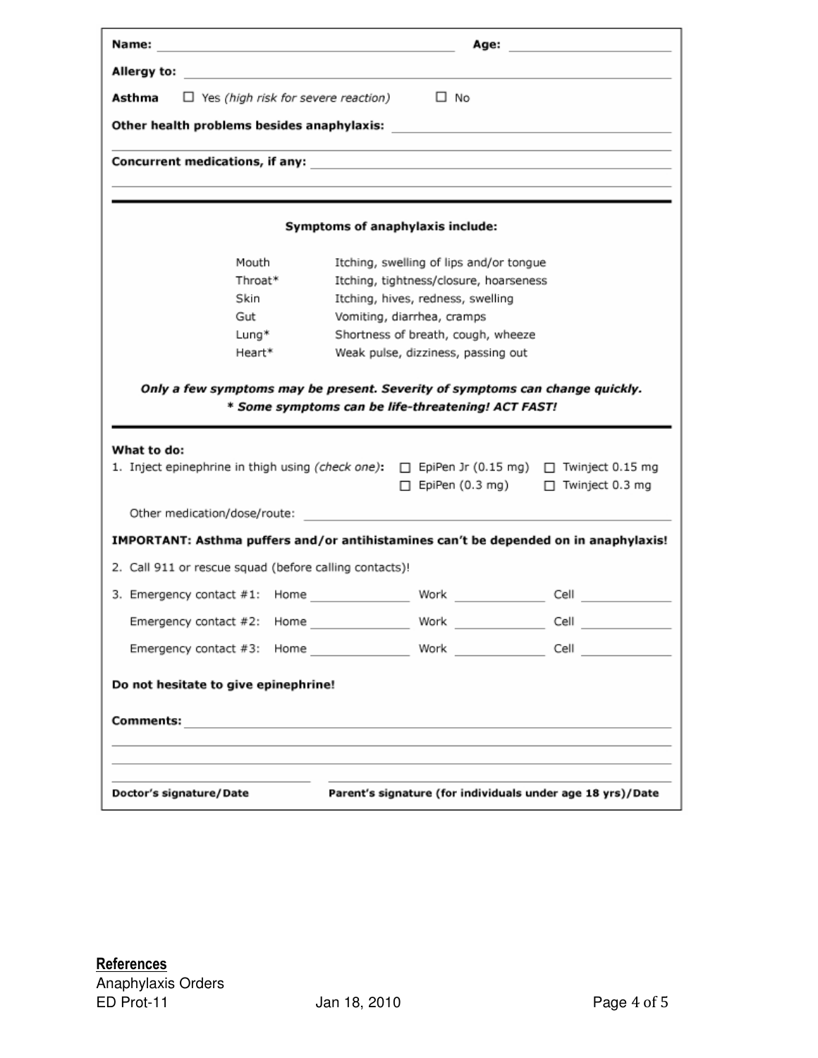**Name:** ______________________________ **Age:** ______________

**Allergy to:** ______________________________________________

**Asthma** ☐ Yes *(high risk for severe reaction)* ☐ No

**Other health problems besides anaphylaxis:** ______________________________

______________________________________________

**Concurrent medications, if any:** ______________________________

______________________________________________

---

**Symptoms of anaphylaxis include:**

| | |
|---|---|
| Mouth | Itching, swelling of lips and/or tongue |
| Throat* | Itching, tightness/closure, hoarseness |
| Skin | Itching, hives, redness, swelling |
| Gut | Vomiting, diarrhea, cramps |
| Lung* | Shortness of breath, cough, wheeze |
| Heart* | Weak pulse, dizziness, passing out |

***Only a few symptoms may be present. Severity of symptoms can change quickly.***
***\* Some symptoms can be life-threatening! ACT FAST!***

---

**What to do:**

1. Inject epinephrine in thigh using *(check one)*: ☐ EpiPen Jr (0.15 mg) ☐ Twinject 0.15 mg ☐ EpiPen (0.3 mg) ☐ Twinject 0.3 mg

   Other medication/dose/route: ______________________________

**IMPORTANT: Asthma puffers and/or antihistamines can't be depended on in anaphylaxis!**

2. Call 911 or rescue squad (before calling contacts)!

3. Emergency contact #1: Home ____________ Work ____________ Cell ____________

   Emergency contact #2: Home ____________ Work ____________ Cell ____________

   Emergency contact #3: Home ____________ Work ____________ Cell ____________

**Do not hesitate to give epinephrine!**

**Comments:** ______________________________________________

______________________________________________

______________________________________________

______________________ ______________________________
**Doctor's signature/Date** **Parent's signature (for individuals under age 18 yrs)/Date**

**References**
Anaphylaxis Orders
ED Prot-11 Jan 18, 2010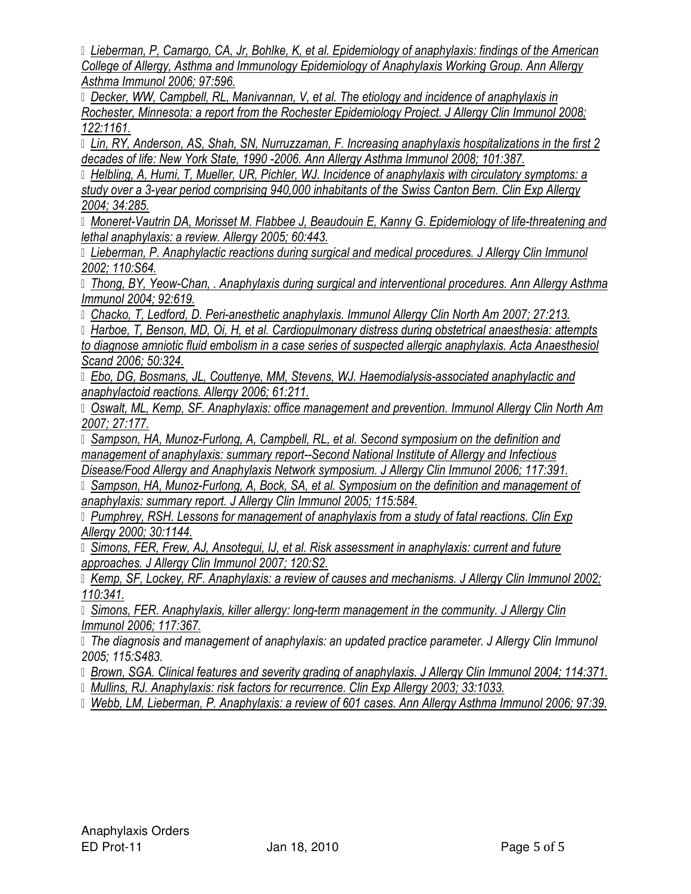- *Lieberman, P, Camargo, CA, Jr, Bohlke, K, et al. Epidemiology of anaphylaxis: findings of the American College of Allergy, Asthma and Immunology Epidemiology of Anaphylaxis Working Group. Ann Allergy Asthma Immunol 2006; 97:596.*
- *Decker, WW, Campbell, RL, Manivannan, V, et al. The etiology and incidence of anaphylaxis in Rochester, Minnesota: a report from the Rochester Epidemiology Project. J Allergy Clin Immunol 2008; 122:1161.*
- *Lin, RY, Anderson, AS, Shah, SN, Nurruzzaman, F. Increasing anaphylaxis hospitalizations in the first 2 decades of life: New York State, 1990 -2006. Ann Allergy Asthma Immunol 2008; 101:387.*
- *Helbling, A, Hurni, T, Mueller, UR, Pichler, WJ. Incidence of anaphylaxis with circulatory symptoms: a study over a 3-year period comprising 940,000 inhabitants of the Swiss Canton Bern. Clin Exp Allergy 2004; 34:285.*
- *Moneret-Vautrin DA, Morisset M. Flabbee J, Beaudouin E, Kanny G. Epidemiology of life-threatening and lethal anaphylaxis: a review. Allergy 2005; 60:443.*
- *Lieberman, P. Anaphylactic reactions during surgical and medical procedures. J Allergy Clin Immunol 2002; 110:S64.*
- *Thong, BY, Yeow-Chan, . Anaphylaxis during surgical and interventional procedures. Ann Allergy Asthma Immunol 2004; 92:619.*
- *Chacko, T, Ledford, D. Peri-anesthetic anaphylaxis. Immunol Allergy Clin North Am 2007; 27:213.*
- *Harboe, T, Benson, MD, Oi, H, et al. Cardiopulmonary distress during obstetrical anaesthesia: attempts to diagnose amniotic fluid embolism in a case series of suspected allergic anaphylaxis. Acta Anaesthesiol Scand 2006; 50:324.*
- *Ebo, DG, Bosmans, JL, Couttenye, MM, Stevens, WJ. Haemodialysis-associated anaphylactic and anaphylactoid reactions. Allergy 2006; 61:211.*
- *Oswalt, ML, Kemp, SF. Anaphylaxis: office management and prevention. Immunol Allergy Clin North Am 2007; 27:177.*
- *Sampson, HA, Munoz-Furlong, A, Campbell, RL, et al. Second symposium on the definition and management of anaphylaxis: summary report--Second National Institute of Allergy and Infectious Disease/Food Allergy and Anaphylaxis Network symposium. J Allergy Clin Immunol 2006; 117:391.*
- *Sampson, HA, Munoz-Furlong, A, Bock, SA, et al. Symposium on the definition and management of anaphylaxis: summary report. J Allergy Clin Immunol 2005; 115:584.*
- *Pumphrey, RSH. Lessons for management of anaphylaxis from a study of fatal reactions. Clin Exp Allergy 2000; 30:1144.*
- *Simons, FER, Frew, AJ, Ansotegui, IJ, et al. Risk assessment in anaphylaxis: current and future approaches. J Allergy Clin Immunol 2007; 120:S2.*
- *Kemp, SF, Lockey, RF. Anaphylaxis: a review of causes and mechanisms. J Allergy Clin Immunol 2002; 110:341.*
- *Simons, FER. Anaphylaxis, killer allergy: long-term management in the community. J Allergy Clin Immunol 2006; 117:367.*
- *The diagnosis and management of anaphylaxis: an updated practice parameter. J Allergy Clin Immunol 2005; 115:S483.*
- *Brown, SGA. Clinical features and severity grading of anaphylaxis. J Allergy Clin Immunol 2004; 114:371.*
- *Mullins, RJ. Anaphylaxis: risk factors for recurrence. Clin Exp Allergy 2003; 33:1033.*
- *Webb, LM, Lieberman, P. Anaphylaxis: a review of 601 cases. Ann Allergy Asthma Immunol 2006; 97:39.*